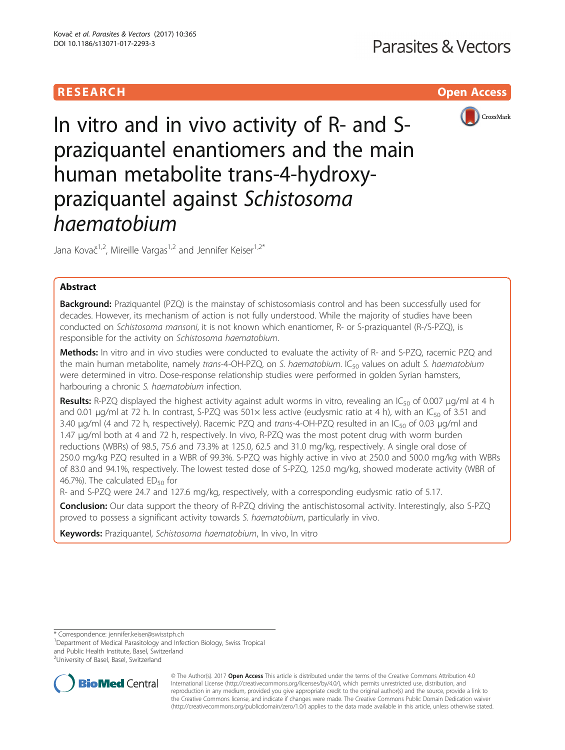RESEARCH

Open Access

# In vitro and in vivo activity of R- and S-praziquantel enantiomers and the main human metabolite trans-4-hydroxy-praziquantel against *Schistosoma haematobium*

Jana Kovač[1,2], Mireille Vargas[1,2] and Jennifer Keiser[1,2*]

## Abstract

**Background:** Praziquantel (PZQ) is the mainstay of schistosomiasis control and has been successfully used for decades. However, its mechanism of action is not fully understood. While the majority of studies have been conducted on *Schistosoma mansoni*, it is not known which enantiomer, R- or S-praziquantel (R-/S-PZQ), is responsible for the activity on *Schistosoma haematobium*.

**Methods:** In vitro and in vivo studies were conducted to evaluate the activity of R- and S-PZQ, racemic PZQ and the main human metabolite, namely *trans*-4-OH-PZQ, on *S. haematobium*. $IC_{50}$ values on adult *S. haematobium* were determined in vitro. Dose-response relationship studies were performed in golden Syrian hamsters, harbouring a chronic *S. haematobium* infection.

**Results:** R-PZQ displayed the highest activity against adult worms in vitro, revealing an $IC_{50}$ of 0.007 μg/ml at 4 h and 0.01 μg/ml at 72 h. In contrast, S-PZQ was 501× less active (eudysmic ratio at 4 h), with an $IC_{50}$ of 3.51 and 3.40 μg/ml (4 and 72 h, respectively). Racemic PZQ and *trans*-4-OH-PZQ resulted in an $IC_{50}$ of 0.03 μg/ml and 1.47 μg/ml both at 4 and 72 h, respectively. In vivo, R-PZQ was the most potent drug with worm burden reductions (WBRs) of 98.5, 75.6 and 73.3% at 125.0, 62.5 and 31.0 mg/kg, respectively. A single oral dose of 250.0 mg/kg PZQ resulted in a WBR of 99.3%. S-PZQ was highly active in vivo at 250.0 and 500.0 mg/kg with WBRs of 83.0 and 94.1%, respectively. The lowest tested dose of S-PZQ, 125.0 mg/kg, showed moderate activity (WBR of 46.7%). The calculated $ED_{50}$ for R- and S-PZQ were 24.7 and 127.6 mg/kg, respectively, with a corresponding eudysmic ratio of 5.17.

**Conclusion:** Our data support the theory of R-PZQ driving the antischistosomal activity. Interestingly, also S-PZQ proved to possess a significant activity towards *S. haematobium*, particularly in vivo.

**Keywords:** Praziquantel, *Schistosoma haematobium*, In vivo, In vitro

\* Correspondence: jennifer.keiser@swisstph.ch
[1]Department of Medical Parasitology and Infection Biology, Swiss Tropical and Public Health Institute, Basel, Switzerland
[2]University of Basel, Basel, Switzerland

© The Author(s). 2017 **Open Access** This article is distributed under the terms of the Creative Commons Attribution 4.0 International License (http://creativecommons.org/licenses/by/4.0/), which permits unrestricted use, distribution, and reproduction in any medium, provided you give appropriate credit to the original author(s) and the source, provide a link to the Creative Commons license, and indicate if changes were made. The Creative Commons Public Domain Dedication waiver (http://creativecommons.org/publicdomain/zero/1.0/) applies to the data made available in this article, unless otherwise stated.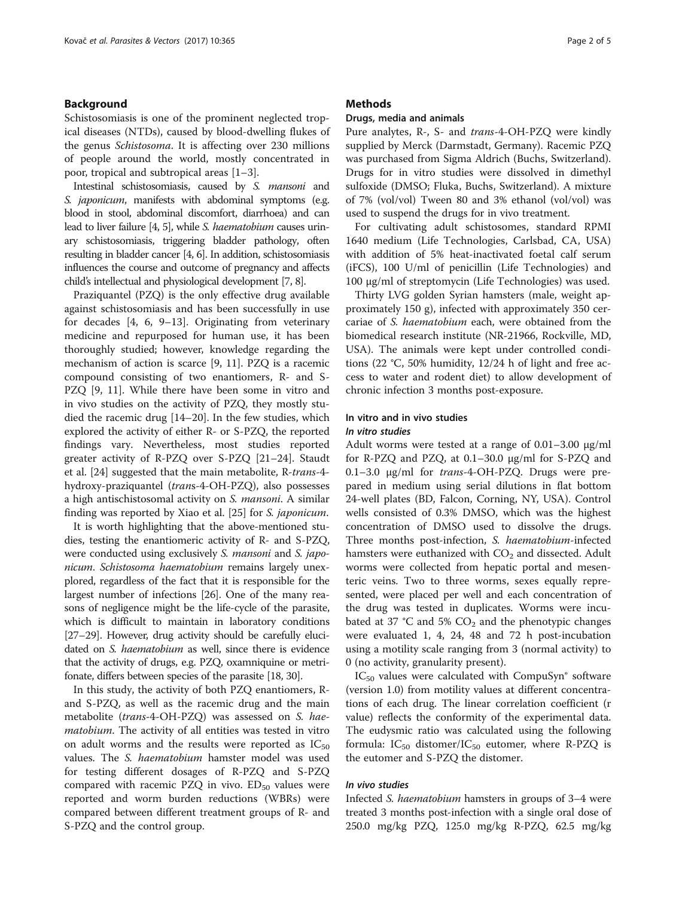## Background

Schistosomiasis is one of the prominent neglected tropical diseases (NTDs), caused by blood-dwelling flukes of the genus *Schistosoma*. It is affecting over 230 millions of people around the world, mostly concentrated in poor, tropical and subtropical areas [1–3].

Intestinal schistosomiasis, caused by *S. mansoni* and *S. japonicum*, manifests with abdominal symptoms (e.g. blood in stool, abdominal discomfort, diarrhoea) and can lead to liver failure [4, 5], while *S. haematobium* causes urinary schistosomiasis, triggering bladder pathology, often resulting in bladder cancer [4, 6]. In addition, schistosomiasis influences the course and outcome of pregnancy and affects child's intellectual and physiological development [7, 8].

Praziquantel (PZQ) is the only effective drug available against schistosomiasis and has been successfully in use for decades [4, 6, 9–13]. Originating from veterinary medicine and repurposed for human use, it has been thoroughly studied; however, knowledge regarding the mechanism of action is scarce [9, 11]. PZQ is a racemic compound consisting of two enantiomers, R- and S-PZQ [9, 11]. While there have been some in vitro and in vivo studies on the activity of PZQ, they mostly studied the racemic drug [14–20]. In the few studies, which explored the activity of either R- or S-PZQ, the reported findings vary. Nevertheless, most studies reported greater activity of R-PZQ over S-PZQ [21–24]. Staudt et al. [24] suggested that the main metabolite, R-*trans*-4-hydroxy-praziquantel (*trans*-4-OH-PZQ), also possesses a high antischistosomal activity on *S. mansoni*. A similar finding was reported by Xiao et al. [25] for *S. japonicum*.

It is worth highlighting that the above-mentioned studies, testing the enantiomeric activity of R- and S-PZQ, were conducted using exclusively *S. mansoni* and *S. japonicum*. *Schistosoma haematobium* remains largely unexplored, regardless of the fact that it is responsible for the largest number of infections [26]. One of the many reasons of negligence might be the life-cycle of the parasite, which is difficult to maintain in laboratory conditions [27–29]. However, drug activity should be carefully elucidated on *S. haematobium* as well, since there is evidence that the activity of drugs, e.g. PZQ, oxamniquine or metrifonate, differs between species of the parasite [18, 30].

In this study, the activity of both PZQ enantiomers, R- and S-PZQ, as well as the racemic drug and the main metabolite (*trans*-4-OH-PZQ) was assessed on *S. haematobium*. The activity of all entities was tested in vitro on adult worms and the results were reported as $IC_{50}$ values. The *S. haematobium* hamster model was used for testing different dosages of R-PZQ and S-PZQ compared with racemic PZQ in vivo. $ED_{50}$ values were reported and worm burden reductions (WBRs) were compared between different treatment groups of R- and S-PZQ and the control group.

## Methods

### Drugs, media and animals

Pure analytes, R-, S- and *trans*-4-OH-PZQ were kindly supplied by Merck (Darmstadt, Germany). Racemic PZQ was purchased from Sigma Aldrich (Buchs, Switzerland). Drugs for in vitro studies were dissolved in dimethyl sulfoxide (DMSO; Fluka, Buchs, Switzerland). A mixture of 7% (vol/vol) Tween 80 and 3% ethanol (vol/vol) was used to suspend the drugs for in vivo treatment.

For cultivating adult schistosomes, standard RPMI 1640 medium (Life Technologies, Carlsbad, CA, USA) with addition of 5% heat-inactivated foetal calf serum (iFCS), 100 U/ml of penicillin (Life Technologies) and 100 μg/ml of streptomycin (Life Technologies) was used.

Thirty LVG golden Syrian hamsters (male, weight approximately 150 g), infected with approximately 350 cercariae of *S. haematobium* each, were obtained from the biomedical research institute (NR-21966, Rockville, MD, USA). The animals were kept under controlled conditions (22 °C, 50% humidity, 12/24 h of light and free access to water and rodent diet) to allow development of chronic infection 3 months post-exposure.

### In vitro and in vivo studies

#### *In vitro studies*

Adult worms were tested at a range of 0.01–3.00 μg/ml for R-PZQ and PZQ, at 0.1–30.0 μg/ml for S-PZQ and 0.1–3.0 μg/ml for *trans*-4-OH-PZQ. Drugs were prepared in medium using serial dilutions in flat bottom 24-well plates (BD, Falcon, Corning, NY, USA). Control wells consisted of 0.3% DMSO, which was the highest concentration of DMSO used to dissolve the drugs. Three months post-infection, *S. haematobium*-infected hamsters were euthanized with $CO_2$ and dissected. Adult worms were collected from hepatic portal and mesenteric veins. Two to three worms, sexes equally represented, were placed per well and each concentration of the drug was tested in duplicates. Worms were incubated at 37 °C and 5% $CO_2$ and the phenotypic changes were evaluated 1, 4, 24, 48 and 72 h post-incubation using a motility scale ranging from 3 (normal activity) to 0 (no activity, granularity present).

$IC_{50}$ values were calculated with CompuSyn® software (version 1.0) from motility values at different concentrations of each drug. The linear correlation coefficient (r value) reflects the conformity of the experimental data. The eudysmic ratio was calculated using the following formula: $IC_{50}$ distomer/$IC_{50}$ eutomer, where R-PZQ is the eutomer and S-PZQ the distomer.

#### *In vivo studies*

Infected *S. haematobium* hamsters in groups of 3–4 were treated 3 months post-infection with a single oral dose of 250.0 mg/kg PZQ, 125.0 mg/kg R-PZQ, 62.5 mg/kg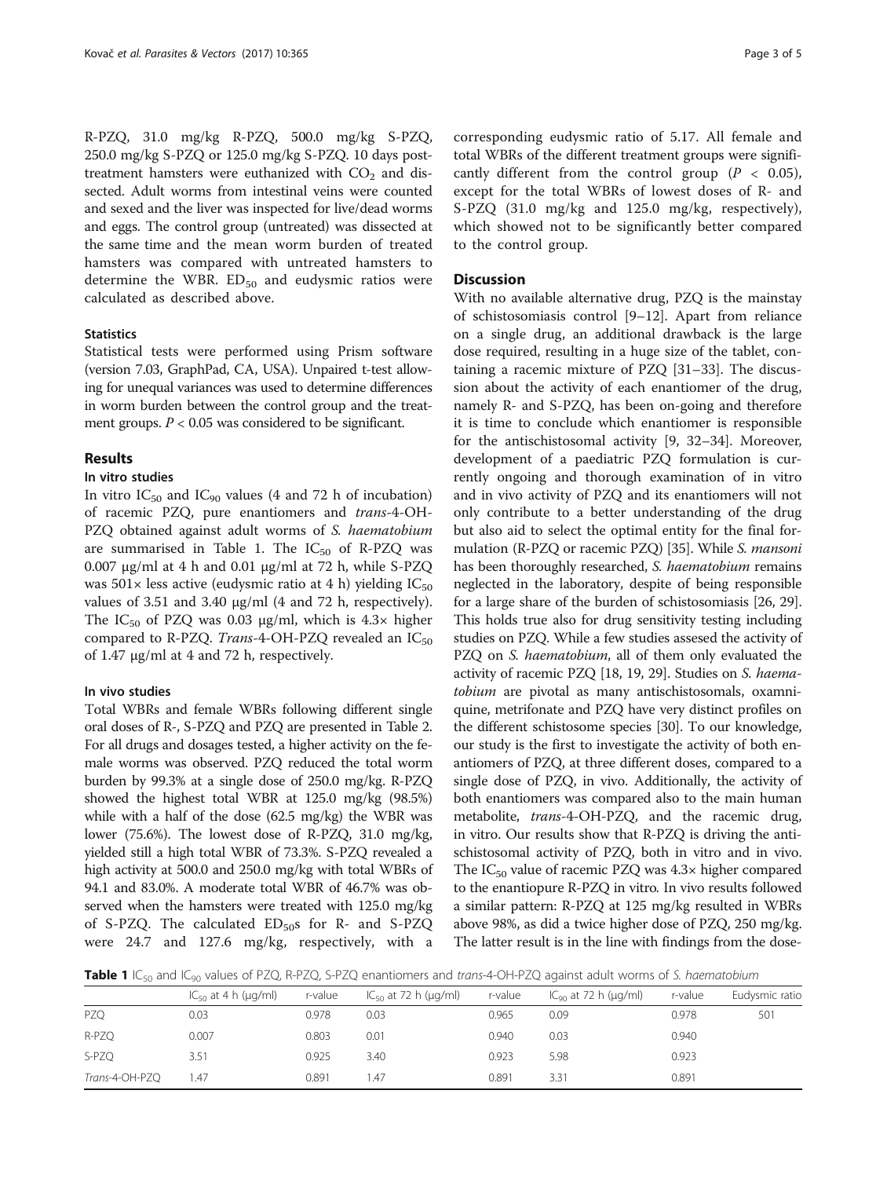R-PZQ, 31.0 mg/kg R-PZQ, 500.0 mg/kg S-PZQ, 250.0 mg/kg S-PZQ or 125.0 mg/kg S-PZQ. 10 days post-treatment hamsters were euthanized with $CO_2$ and dissected. Adult worms from intestinal veins were counted and sexed and the liver was inspected for live/dead worms and eggs. The control group (untreated) was dissected at the same time and the mean worm burden of treated hamsters was compared with untreated hamsters to determine the WBR. $ED_{50}$ and eudysmic ratios were calculated as described above.

### Statistics

Statistical tests were performed using Prism software (version 7.03, GraphPad, CA, USA). Unpaired t-test allowing for unequal variances was used to determine differences in worm burden between the control group and the treatment groups. $P < 0.05$ was considered to be significant.

## Results

### In vitro studies

In vitro $IC_{50}$ and $IC_{90}$ values (4 and 72 h of incubation) of racemic PZQ, pure enantiomers and *trans*-4-OH-PZQ obtained against adult worms of *S. haematobium* are summarised in Table 1. The $IC_{50}$ of R-PZQ was 0.007 μg/ml at 4 h and 0.01 μg/ml at 72 h, while S-PZQ was 501× less active (eudysmic ratio at 4 h) yielding $IC_{50}$ values of 3.51 and 3.40 μg/ml (4 and 72 h, respectively). The $IC_{50}$ of PZQ was 0.03 μg/ml, which is 4.3× higher compared to R-PZQ. *Trans*-4-OH-PZQ revealed an $IC_{50}$ of 1.47 μg/ml at 4 and 72 h, respectively.

### In vivo studies

Total WBRs and female WBRs following different single oral doses of R-, S-PZQ and PZQ are presented in Table 2. For all drugs and dosages tested, a higher activity on the female worms was observed. PZQ reduced the total worm burden by 99.3% at a single dose of 250.0 mg/kg. R-PZQ showed the highest total WBR at 125.0 mg/kg (98.5%) while with a half of the dose (62.5 mg/kg) the WBR was lower (75.6%). The lowest dose of R-PZQ, 31.0 mg/kg, yielded still a high total WBR of 73.3%. S-PZQ revealed a high activity at 500.0 and 250.0 mg/kg with total WBRs of 94.1 and 83.0%. A moderate total WBR of 46.7% was observed when the hamsters were treated with 125.0 mg/kg of S-PZQ. The calculated $ED_{50}$s for R- and S-PZQ were 24.7 and 127.6 mg/kg, respectively, with a corresponding eudysmic ratio of 5.17. All female and total WBRs of the different treatment groups were significantly different from the control group ($P < 0.05$), except for the total WBRs of lowest doses of R- and S-PZQ (31.0 mg/kg and 125.0 mg/kg, respectively), which showed not to be significantly better compared to the control group.

## Discussion

With no available alternative drug, PZQ is the mainstay of schistosomiasis control [9–12]. Apart from reliance on a single drug, an additional drawback is the large dose required, resulting in a huge size of the tablet, containing a racemic mixture of PZQ [31–33]. The discussion about the activity of each enantiomer of the drug, namely R- and S-PZQ, has been on-going and therefore it is time to conclude which enantiomer is responsible for the antischistosomal activity [9, 32–34]. Moreover, development of a paediatric PZQ formulation is currently ongoing and thorough examination of in vitro and in vivo activity of PZQ and its enantiomers will not only contribute to a better understanding of the drug but also aid to select the optimal entity for the final formulation (R-PZQ or racemic PZQ) [35]. While *S. mansoni* has been thoroughly researched, *S. haematobium* remains neglected in the laboratory, despite of being responsible for a large share of the burden of schistosomiasis [26, 29]. This holds true also for drug sensitivity testing including studies on PZQ. While a few studies assesed the activity of PZQ on *S. haematobium*, all of them only evaluated the activity of racemic PZQ [18, 19, 29]. Studies on *S. haematobium* are pivotal as many antischistosomals, oxamniquine, metrifonate and PZQ have very distinct profiles on the different schistosome species [30]. To our knowledge, our study is the first to investigate the activity of both enantiomers of PZQ, at three different doses, compared to a single dose of PZQ, in vivo. Additionally, the activity of both enantiomers was compared also to the main human metabolite, *trans*-4-OH-PZQ, and the racemic drug, in vitro. Our results show that R-PZQ is driving the antischistosomal activity of PZQ, both in vitro and in vivo. The $IC_{50}$ value of racemic PZQ was 4.3× higher compared to the enantiopure R-PZQ in vitro. In vivo results followed a similar pattern: R-PZQ at 125 mg/kg resulted in WBRs above 98%, as did a twice higher dose of PZQ, 250 mg/kg. The latter result is in the line with findings from the dose-

**Table 1** $IC_{50}$ and $IC_{90}$ values of PZQ, R-PZQ, S-PZQ enantiomers and *trans*-4-OH-PZQ against adult worms of *S. haematobium*

| | $IC_{50}$ at 4 h (μg/ml) | r-value | $IC_{50}$ at 72 h (μg/ml) | r-value | $IC_{90}$ at 72 h (μg/ml) | r-value | Eudysmic ratio |
|---|---|---|---|---|---|---|---|
| PZQ | 0.03 | 0.978 | 0.03 | 0.965 | 0.09 | 0.978 | 501 |
| R-PZQ | 0.007 | 0.803 | 0.01 | 0.940 | 0.03 | 0.940 | |
| S-PZQ | 3.51 | 0.925 | 3.40 | 0.923 | 5.98 | 0.923 | |
| *Trans*-4-OH-PZQ | 1.47 | 0.891 | 1.47 | 0.891 | 3.31 | 0.891 | |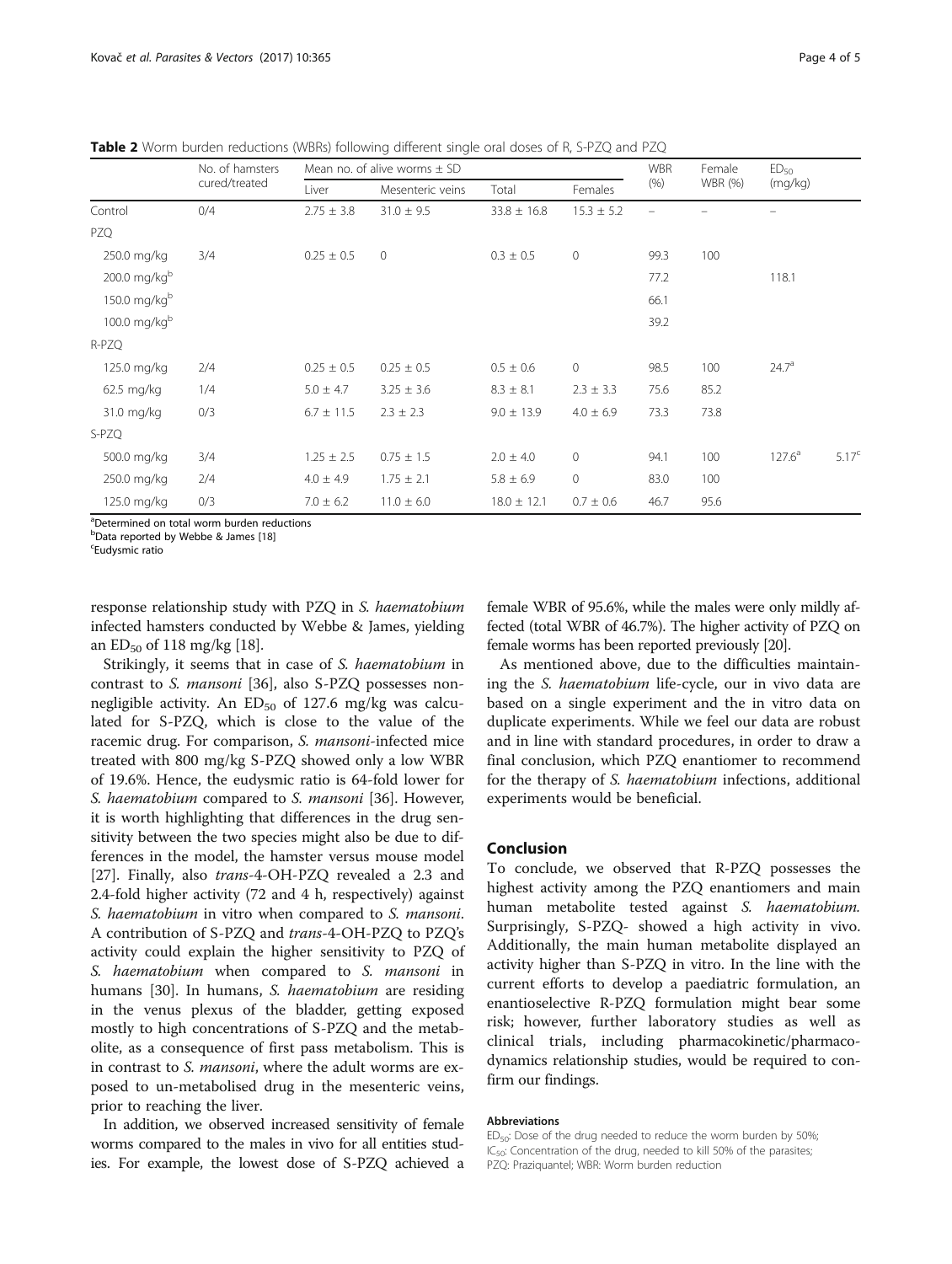**Table 2** Worm burden reductions (WBRs) following different single oral doses of R, S-PZQ and PZQ

| | No. of hamsters cured/treated | Mean no. of alive worms ± SD | | | | WBR (%) | Female WBR (%) | $ED_{50}$ (mg/kg) | |
|---|---|---|---|---|---|---|---|---|---|
| | | Liver | Mesenteric veins | Total | Females | | | | |
| Control | 0/4 | 2.75 ± 3.8 | 31.0 ± 9.5 | 33.8 ± 16.8 | 15.3 ± 5.2 | – | – | – | |
| PZQ | | | | | | | | | |
| 250.0 mg/kg | 3/4 | 0.25 ± 0.5 | 0 | 0.3 ± 0.5 | 0 | 99.3 | 100 | | |
| 200.0 mg/kg[b] | | | | | | 77.2 | | 118.1 | |
| 150.0 mg/kg[b] | | | | | | 66.1 | | | |
| 100.0 mg/kg[b] | | | | | | 39.2 | | | |
| R-PZQ | | | | | | | | | |
| 125.0 mg/kg | 2/4 | 0.25 ± 0.5 | 0.25 ± 0.5 | 0.5 ± 0.6 | 0 | 98.5 | 100 | 24.7[a] | |
| 62.5 mg/kg | 1/4 | 5.0 ± 4.7 | 3.25 ± 3.6 | 8.3 ± 8.1 | 2.3 ± 3.3 | 75.6 | 85.2 | | |
| 31.0 mg/kg | 0/3 | 6.7 ± 11.5 | 2.3 ± 2.3 | 9.0 ± 13.9 | 4.0 ± 6.9 | 73.3 | 73.8 | | |
| S-PZQ | | | | | | | | | |
| 500.0 mg/kg | 3/4 | 1.25 ± 2.5 | 0.75 ± 1.5 | 2.0 ± 4.0 | 0 | 94.1 | 100 | 127.6[a] | 5.17[c] |
| 250.0 mg/kg | 2/4 | 4.0 ± 4.9 | 1.75 ± 2.1 | 5.8 ± 6.9 | 0 | 83.0 | 100 | | |
| 125.0 mg/kg | 0/3 | 7.0 ± 6.2 | 11.0 ± 6.0 | 18.0 ± 12.1 | 0.7 ± 0.6 | 46.7 | 95.6 | | |

[a]Determined on total worm burden reductions
[b]Data reported by Webbe & James [18]
[c]Eudysmic ratio

response relationship study with PZQ in *S. haematobium* infected hamsters conducted by Webbe & James, yielding an $ED_{50}$ of 118 mg/kg [18].

Strikingly, it seems that in case of *S. haematobium* in contrast to *S. mansoni* [36], also S-PZQ possesses non-negligible activity. An $ED_{50}$ of 127.6 mg/kg was calculated for S-PZQ, which is close to the value of the racemic drug. For comparison, *S. mansoni*-infected mice treated with 800 mg/kg S-PZQ showed only a low WBR of 19.6%. Hence, the eudysmic ratio is 64-fold lower for *S. haematobium* compared to *S. mansoni* [36]. However, it is worth highlighting that differences in the drug sensitivity between the two species might also be due to differences in the model, the hamster versus mouse model [27]. Finally, also *trans*-4-OH-PZQ revealed a 2.3 and 2.4-fold higher activity (72 and 4 h, respectively) against *S. haematobium* in vitro when compared to *S. mansoni*. A contribution of S-PZQ and *trans*-4-OH-PZQ to PZQ's activity could explain the higher sensitivity to PZQ of *S. haematobium* when compared to *S. mansoni* in humans [30]. In humans, *S. haematobium* are residing in the venus plexus of the bladder, getting exposed mostly to high concentrations of S-PZQ and the metabolite, as a consequence of first pass metabolism. This is in contrast to *S. mansoni*, where the adult worms are exposed to un-metabolised drug in the mesenteric veins, prior to reaching the liver.

In addition, we observed increased sensitivity of female worms compared to the males in vivo for all entities studies. For example, the lowest dose of S-PZQ achieved a female WBR of 95.6%, while the males were only mildly affected (total WBR of 46.7%). The higher activity of PZQ on female worms has been reported previously [20].

As mentioned above, due to the difficulties maintaining the *S. haematobium* life-cycle, our in vivo data are based on a single experiment and the in vitro data on duplicate experiments. While we feel our data are robust and in line with standard procedures, in order to draw a final conclusion, which PZQ enantiomer to recommend for the therapy of *S. haematobium* infections, additional experiments would be beneficial.

## Conclusion

To conclude, we observed that R-PZQ possesses the highest activity among the PZQ enantiomers and main human metabolite tested against *S. haematobium*. Surprisingly, S-PZQ- showed a high activity in vivo. Additionally, the main human metabolite displayed an activity higher than S-PZQ in vitro. In the line with the current efforts to develop a paediatric formulation, an enantioselective R-PZQ formulation might bear some risk; however, further laboratory studies as well as clinical trials, including pharmacokinetic/pharmacodynamics relationship studies, would be required to confirm our findings.

#### Abbreviations

$ED_{50}$: Dose of the drug needed to reduce the worm burden by 50%; $IC_{50}$: Concentration of the drug, needed to kill 50% of the parasites; PZQ: Praziquantel; WBR: Worm burden reduction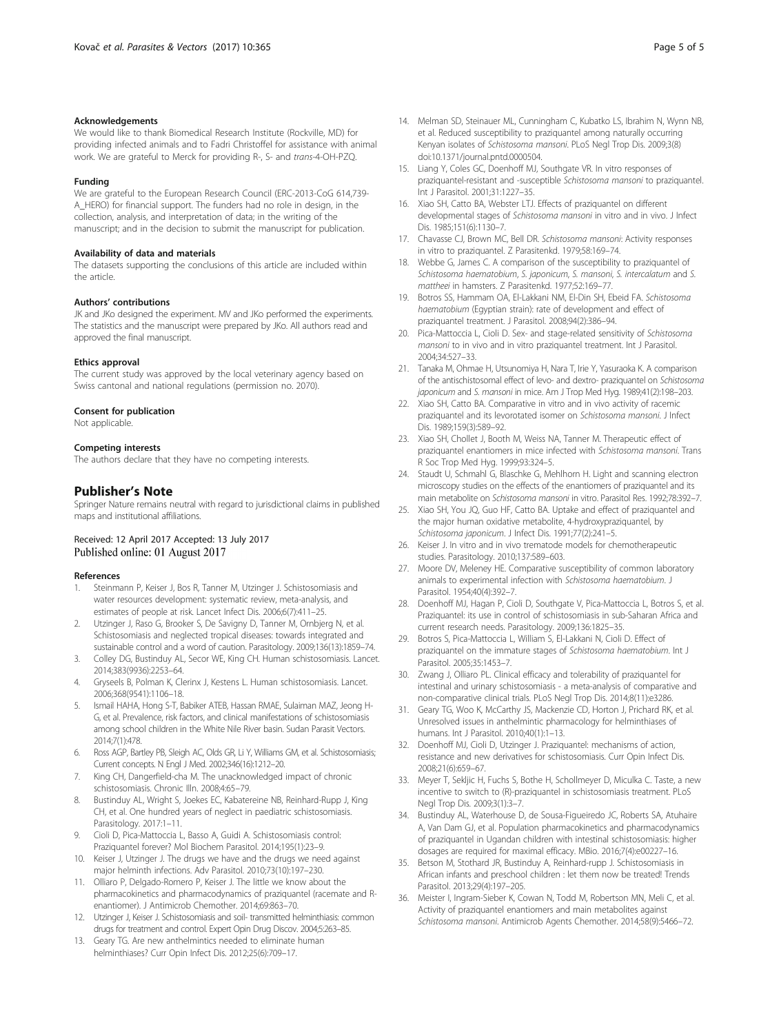#### Acknowledgements

We would like to thank Biomedical Research Institute (Rockville, MD) for providing infected animals and to Fadri Christoffel for assistance with animal work. We are grateful to Merck for providing R-, S- and *trans*-4-OH-PZQ.

#### Funding

We are grateful to the European Research Council (ERC-2013-CoG 614,739-A_HERO) for financial support. The funders had no role in design, in the collection, analysis, and interpretation of data; in the writing of the manuscript; and in the decision to submit the manuscript for publication.

#### Availability of data and materials

The datasets supporting the conclusions of this article are included within the article.

#### Authors' contributions

JK and JKo designed the experiment. MV and JKo performed the experiments. The statistics and the manuscript were prepared by JKo. All authors read and approved the final manuscript.

#### Ethics approval

The current study was approved by the local veterinary agency based on Swiss cantonal and national regulations (permission no. 2070).

#### Consent for publication

Not applicable.

#### Competing interests

The authors declare that they have no competing interests.

## Publisher's Note

Springer Nature remains neutral with regard to jurisdictional claims in published maps and institutional affiliations.

Received: 12 April 2017 Accepted: 13 July 2017
Published online: 01 August 2017

#### References

1. Steinmann P, Keiser J, Bos R, Tanner M, Utzinger J. Schistosomiasis and water resources development: systematic review, meta-analysis, and estimates of people at risk. Lancet Infect Dis. 2006;6(7):411–25.
2. Utzinger J, Raso G, Brooker S, De Savigny D, Tanner M, Ornbjerg N, et al. Schistosomiasis and neglected tropical diseases: towards integrated and sustainable control and a word of caution. Parasitology. 2009;136(13):1859–74.
3. Colley DG, Bustinduy AL, Secor WE, King CH. Human schistosomiasis. Lancet. 2014;383(9936):2253–64.
4. Gryseels B, Polman K, Clerinx J, Kestens L. Human schistosomiasis. Lancet. 2006;368(9541):1106–18.
5. Ismail HAHA, Hong S-T, Babiker ATEB, Hassan RMAE, Sulaiman MAZ, Jeong H-G, et al. Prevalence, risk factors, and clinical manifestations of schistosomiasis among school children in the White Nile River basin. Sudan Parasit Vectors. 2014;7(1):478.
6. Ross AGP, Bartley PB, Sleigh AC, Olds GR, Li Y, Williams GM, et al. Schistosomiasis; Current concepts. N Engl J Med. 2002;346(16):1212–20.
7. King CH, Dangerfield-cha M. The unacknowledged impact of chronic schistosomiasis. Chronic Illn. 2008;4:65–79.
8. Bustinduy AL, Wright S, Joekes EC, Kabatereine NB, Reinhard-Rupp J, King CH, et al. One hundred years of neglect in paediatric schistosomiasis. Parasitology. 2017:1–11.
9. Cioli D, Pica-Mattoccia L, Basso A, Guidi A. Schistosomiasis control: Praziquantel forever? Mol Biochem Parasitol. 2014;195(1):23–9.
10. Keiser J, Utzinger J. The drugs we have and the drugs we need against major helminth infections. Adv Parasitol. 2010;73(10):197–230.
11. Olliaro P, Delgado-Romero P, Keiser J. The little we know about the pharmacokinetics and pharmacodynamics of praziquantel (racemate and R-enantiomer). J Antimicrob Chemother. 2014;69:863–70.
12. Utzinger J, Keiser J. Schistosomiasis and soil- transmitted helminthiasis: common drugs for treatment and control. Expert Opin Drug Discov. 2004;5:263–85.
13. Geary TG. Are new anthelmintics needed to eliminate human helminthiases? Curr Opin Infect Dis. 2012;25(6):709–17.
14. Melman SD, Steinauer ML, Cunningham C, Kubatko LS, Ibrahim N, Wynn NB, et al. Reduced susceptibility to praziquantel among naturally occurring Kenyan isolates of *Schistosoma mansoni*. PLoS Negl Trop Dis. 2009;3(8) doi:10.1371/journal.pntd.0000504.
15. Liang Y, Coles GC, Doenhoff MJ, Southgate VR. In vitro responses of praziquantel-resistant and -susceptible *Schistosoma mansoni* to praziquantel. Int J Parasitol. 2001;31:1227–35.
16. Xiao SH, Catto BA, Webster LTJ. Effects of praziquantel on different developmental stages of *Schistosoma mansoni* in vitro and in vivo. J Infect Dis. 1985;151(6):1130–7.
17. Chavasse CJ, Brown MC, Bell DR. *Schistosoma mansoni*: Activity responses in vitro to praziquantel. Z Parasitenkd. 1979;58:169–74.
18. Webbe G, James C. A comparison of the susceptibility to praziquantel of *Schistosoma haematobium*, *S. japonicum*, *S. mansoni*, *S. intercalatum* and *S. mattheei* in hamsters. Z Parasitenkd. 1977;52:169–77.
19. Botros SS, Hammam OA, El-Lakkani NM, El-Din SH, Ebeid FA. *Schistosoma haematobium* (Egyptian strain): rate of development and effect of praziquantel treatment. J Parasitol. 2008;94(2):386–94.
20. Pica-Mattoccia L, Cioli D. Sex- and stage-related sensitivity of *Schistosoma mansoni* to in vivo and in vitro praziquantel treatment. Int J Parasitol. 2004;34:527–33.
21. Tanaka M, Ohmae H, Utsunomiya H, Nara T, Irie Y, Yasuraoka K. A comparison of the antischistosomal effect of levo- and dextro- praziquantel on *Schistosoma japonicum* and *S. mansoni* in mice. Am J Trop Med Hyg. 1989;41(2):198–203.
22. Xiao SH, Catto BA. Comparative in vitro and in vivo activity of racemic praziquantel and its levorotated isomer on *Schistosoma mansoni*. J Infect Dis. 1989;159(3):589–92.
23. Xiao SH, Chollet J, Booth M, Weiss NA, Tanner M. Therapeutic effect of praziquantel enantiomers in mice infected with *Schistosoma mansoni*. Trans R Soc Trop Med Hyg. 1999;93:324–5.
24. Staudt U, Schmahl G, Blaschke G, Mehlhorn H. Light and scanning electron microscopy studies on the effects of the enantiomers of praziquantel and its main metabolite on *Schistosoma mansoni* in vitro. Parasitol Res. 1992;78:392–7.
25. Xiao SH, You JQ, Guo HF, Catto BA. Uptake and effect of praziquantel and the major human oxidative metabolite, 4-hydroxypraziquantel, by *Schistosoma japonicum*. J Infect Dis. 1991;77(2):241–5.
26. Keiser J. In vitro and in vivo trematode models for chemotherapeutic studies. Parasitology. 2010;137:589–603.
27. Moore DV, Meleney HE. Comparative susceptibility of common laboratory animals to experimental infection with *Schistosoma haematobium*. J Parasitol. 1954;40(4):392–7.
28. Doenhoff MJ, Hagan P, Cioli D, Southgate V, Pica-Mattoccia L, Botros S, et al. Praziquantel: its use in control of schistosomiasis in sub-Saharan Africa and current research needs. Parasitology. 2009;136:1825–35.
29. Botros S, Pica-Mattoccia L, William S, El-Lakkani N, Cioli D. Effect of praziquantel on the immature stages of *Schistosoma haematobium*. Int J Parasitol. 2005;35:1453–7.
30. Zwang J, Olliaro PL. Clinical efficacy and tolerability of praziquantel for intestinal and urinary schistosomiasis - a meta-analysis of comparative and non-comparative clinical trials. PLoS Negl Trop Dis. 2014;8(11):e3286.
31. Geary TG, Woo K, McCarthy JS, Mackenzie CD, Horton J, Prichard RK, et al. Unresolved issues in anthelmintic pharmacology for helminthiases of humans. Int J Parasitol. 2010;40(1):1–13.
32. Doenhoff MJ, Cioli D, Utzinger J. Praziquantel: mechanisms of action, resistance and new derivatives for schistosomiasis. Curr Opin Infect Dis. 2008;21(6):659–67.
33. Meyer T, Sekljic H, Fuchs S, Bothe H, Schollmeyer D, Miculka C. Taste, a new incentive to switch to (R)-praziquantel in schistosomiasis treatment. PLoS Negl Trop Dis. 2009;3(1):3–7.
34. Bustinduy AL, Waterhouse D, de Sousa-Figueiredo JC, Roberts SA, Atuhaire A, Van Dam GJ, et al. Population pharmacokinetics and pharmacodynamics of praziquantel in Ugandan children with intestinal schistosomiasis: higher dosages are required for maximal efficacy. MBio. 2016;7(4):e00227–16.
35. Betson M, Stothard JR, Bustinduy A, Reinhard-rupp J. Schistosomiasis in African infants and preschool children : let them now be treated! Trends Parasitol. 2013;29(4):197–205.
36. Meister I, Ingram-Sieber K, Cowan N, Todd M, Robertson MN, Meli C, et al. Activity of praziquantel enantiomers and main metabolites against *Schistosoma mansoni*. Antimicrob Agents Chemother. 2014;58(9):5466–72.